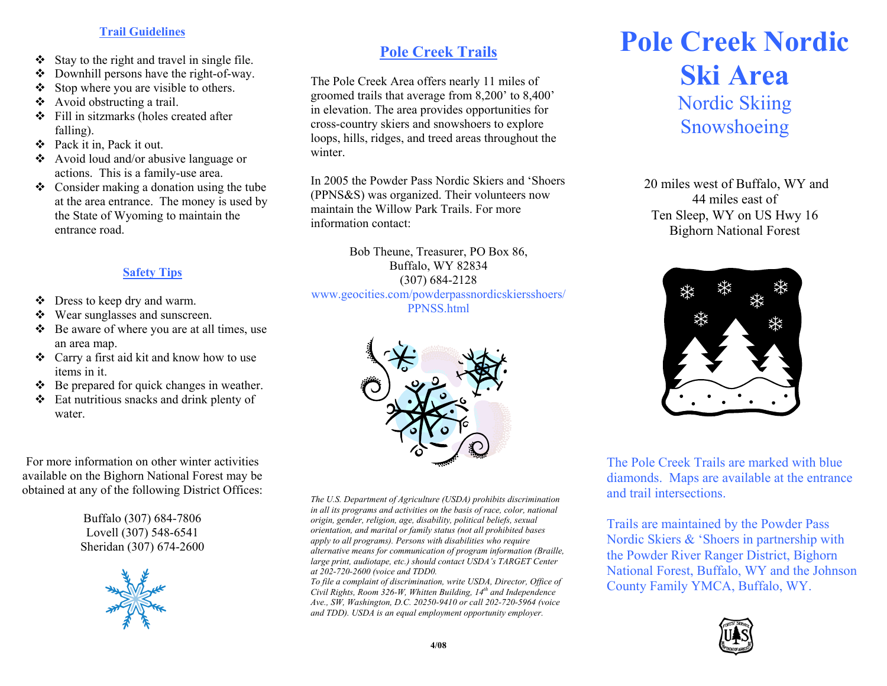# Pole Creek Nordic Ski Area

## Nordic Skiing
## Snowshoeing

20 miles west of Buffalo, WY and
44 miles east of
Ten Sleep, WY on US Hwy 16
Bighorn National Forest

The Pole Creek Trails are marked with blue diamonds. Maps are available at the entrance and trail intersections.

Trails are maintained by the Powder Pass Nordic Skiers & 'Shoers in partnership with the Powder River Ranger District, Bighorn National Forest, Buffalo, WY and the Johnson County Family YMCA, Buffalo, WY.

### Trail Guidelines

- Stay to the right and travel in single file.
- Downhill persons have the right-of-way.
- Stop where you are visible to others.
- Avoid obstructing a trail.
- Fill in sitzmarks (holes created after falling).
- Pack it in, Pack it out.
- Avoid loud and/or abusive language or actions. This is a family-use area.
- Consider making a donation using the tube at the area entrance. The money is used by the State of Wyoming to maintain the entrance road.

### Safety Tips

- Dress to keep dry and warm.
- Wear sunglasses and sunscreen.
- Be aware of where you are at all times, use an area map.
- Carry a first aid kit and know how to use items in it.
- Be prepared for quick changes in weather.
- Eat nutritious snacks and drink plenty of water.

For more information on other winter activities available on the Bighorn National Forest may be obtained at any of the following District Offices:

Buffalo (307) 684-7806
Lovell (307) 548-6541
Sheridan (307) 674-2600

### Pole Creek Trails

The Pole Creek Area offers nearly 11 miles of groomed trails that average from 8,200' to 8,400' in elevation. The area provides opportunities for cross-country skiers and snowshoers to explore loops, hills, ridges, and treed areas throughout the winter.

In 2005 the Powder Pass Nordic Skiers and 'Shoers (PPNS&S) was organized. Their volunteers now maintain the Willow Park Trails. For more information contact:

Bob Theune, Treasurer, PO Box 86,
Buffalo, WY 82834
(307) 684-2128
www.geocities.com/powderpassnordicskiersshoers/PPNSS.html

*The U.S. Department of Agriculture (USDA) prohibits discrimination in all its programs and activities on the basis of race, color, national origin, gender, religion, age, disability, political beliefs, sexual orientation, and marital or family status (not all prohibited bases apply to all programs). Persons with disabilities who require alternative means for communication of program information (Braille, large print, audiotape, etc.) should contact USDA's TARGET Center at 202-720-2600 (voice and TDD0.*
*To file a complaint of discrimination, write USDA, Director, Office of Civil Rights, Room 326-W, Whitten Building, 14th and Independence Ave., SW, Washington, D.C. 20250-9410 or call 202-720-5964 (voice and TDD). USDA is an equal employment opportunity employer.*

**4/08**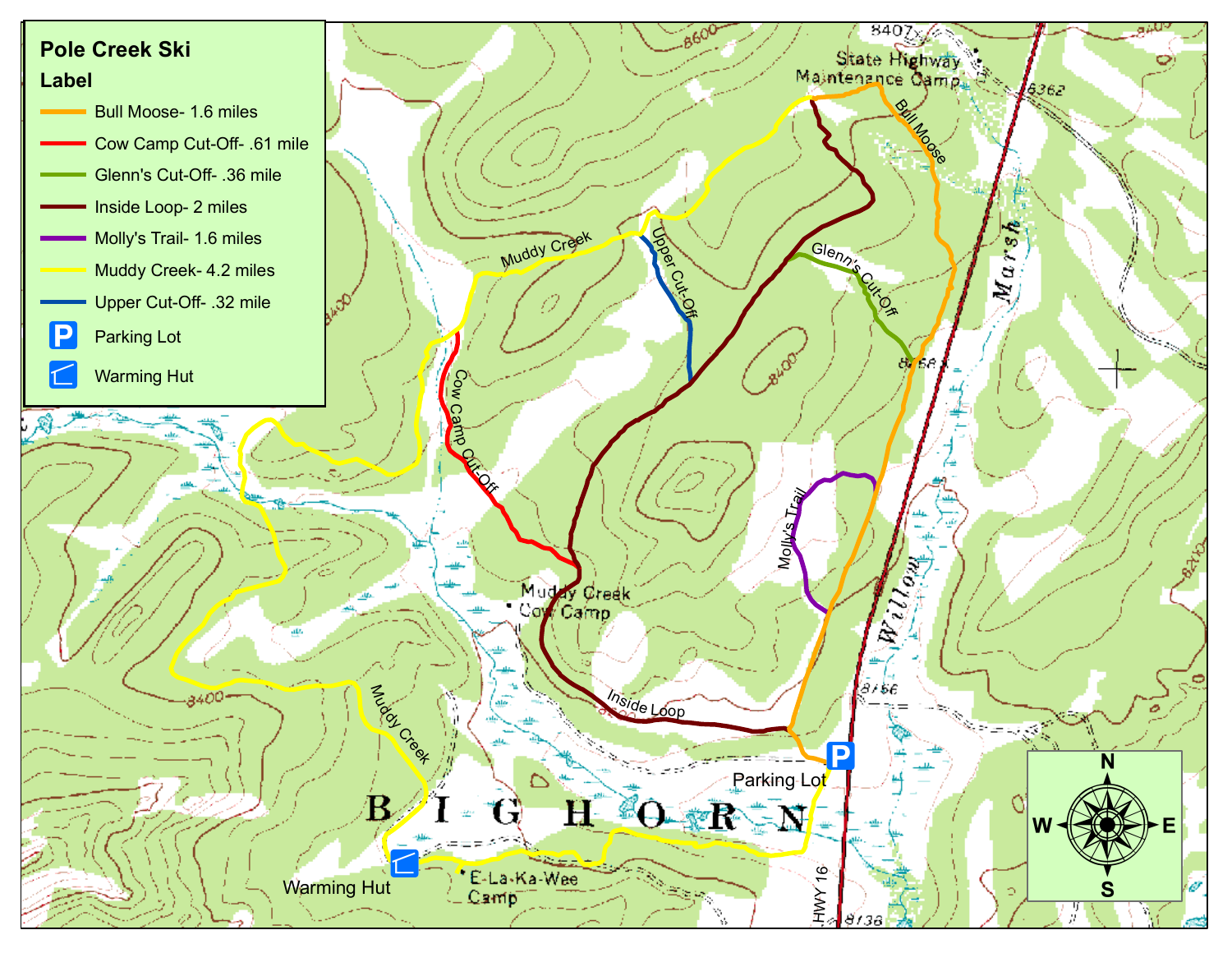## Pole Creek Ski

**Label**

- Bull Moose- 1.6 miles
- Cow Camp Cut-Off- .61 mile
- Glenn's Cut-Off- .36 mile
- Inside Loop- 2 miles
- Molly's Trail- 1.6 miles
- Muddy Creek- 4.2 miles
- Upper Cut-Off- .32 mile
- Parking Lot
- Warming Hut

State Highway Maintenance Camp

Bull Moose

Muddy Creek

Upper Cut-Off

Glenn's Cut-Off

Cow Camp Cut-Off

Molly's Trail

Muddy Creek Cow Camp

Inside Loop

Parking Lot

Muddy Creek

BIGHORN

Warming Hut

E-La-Ka-Wee Camp

HWY 16

Marsh

Willow

8407

8600

8362

8400

8366

8156

8138

N

W

E

S